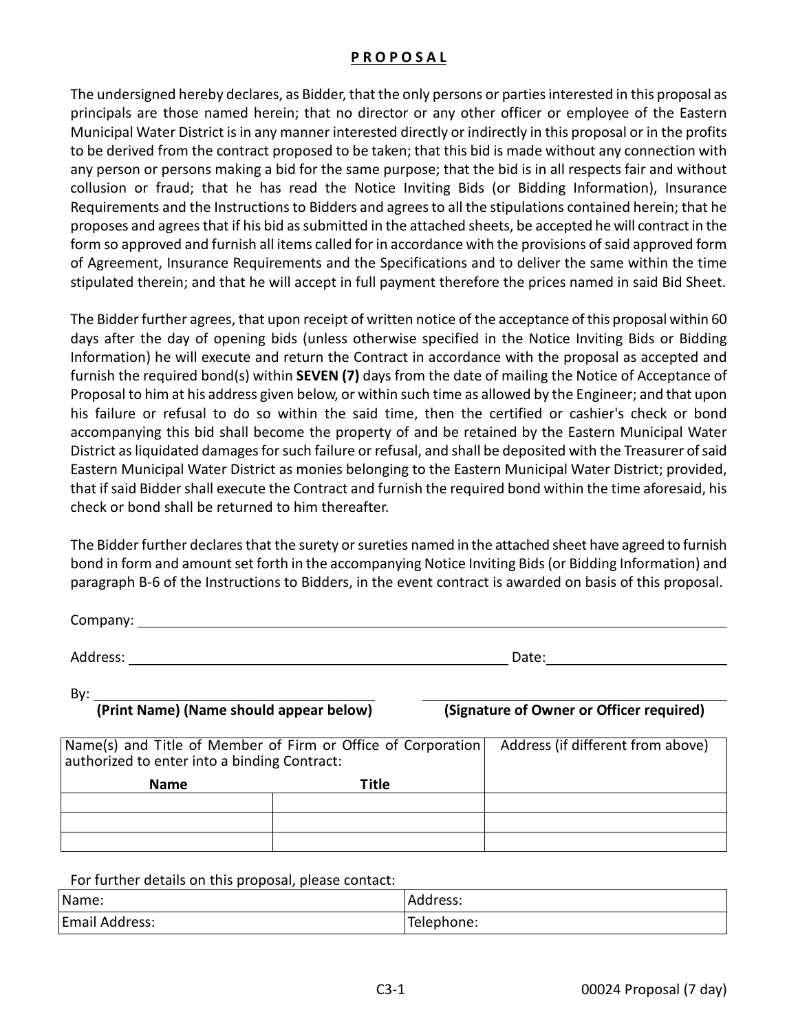# **P R O P O S A L**

The undersigned hereby declares, as Bidder, that the only persons or parties interested in this proposal as principals are those named herein; that no director or any other officer or employee of the Eastern Municipal Water District is in any manner interested directly or indirectly in this proposal or in the profits to be derived from the contract proposed to be taken; that this bid is made without any connection with any person or persons making a bid for the same purpose; that the bid is in all respects fair and without collusion or fraud; that he has read the Notice Inviting Bids (or Bidding Information), Insurance Requirements and the Instructions to Bidders and agrees to all the stipulations contained herein; that he proposes and agrees that if his bid as submitted in the attached sheets, be accepted he will contract in the form so approved and furnish all items called for in accordance with the provisions of said approved form of Agreement, Insurance Requirements and the Specifications and to deliver the same within the time stipulated therein; and that he will accept in full payment therefore the prices named in said Bid Sheet.

The Bidder further agrees, that upon receipt of written notice of the acceptance of this proposal within 60 days after the day of opening bids (unless otherwise specified in the Notice Inviting Bids or Bidding Information) he will execute and return the Contract in accordance with the proposal as accepted and furnish the required bond(s) within **SEVEN (7)** days from the date of mailing the Notice of Acceptance of Proposal to him at his address given below, or within such time as allowed by the Engineer; and that upon his failure or refusal to do so within the said time, then the certified or cashier's check or bond accompanying this bid shall become the property of and be retained by the Eastern Municipal Water District as liquidated damages for such failure or refusal, and shall be deposited with the Treasurer of said Eastern Municipal Water District as monies belonging to the Eastern Municipal Water District; provided, that if said Bidder shall execute the Contract and furnish the required bond within the time aforesaid, his check or bond shall be returned to him thereafter.

The Bidder further declares that the surety or sureties named in the attached sheet have agreed to furnish bond in form and amount set forth in the accompanying Notice Inviting Bids (or Bidding Information) and paragraph B-6 of the Instructions to Bidders, in the event contract is awarded on basis of this proposal.

Company: ______________________________________________

Address: ______________________________________ Date: ____________________

By: ______________________________ ______________________________

**(Print Name) (Name should appear below)** **(Signature of Owner or Officer required)**

| Name(s) and Title of Member of Firm or Office of Corporation authorized to enter into a binding Contract: | | Address (if different from above) |
|---|---|---|
| **Name** | **Title** | |
| | | |
| | | |
| | | |

For further details on this proposal, please contact:

| Name: | Address: |
|---|---|
| Email Address: | Telephone: |